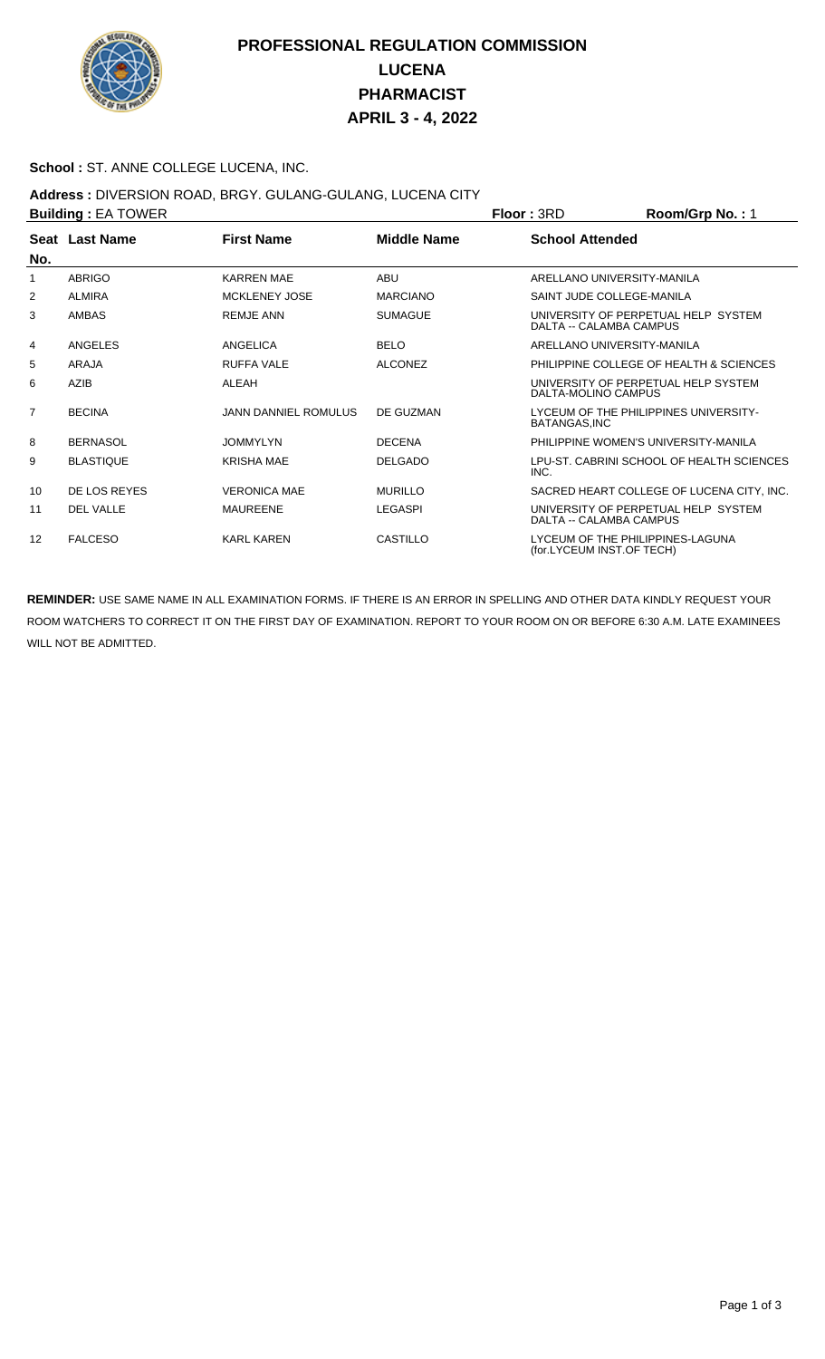# PROFESSIONAL REGULATION COMMISSION
# LUCENA
# PHARMACIST
# APRIL 3 - 4, 2022

**School :** ST. ANNE COLLEGE LUCENA, INC.

**Address :** DIVERSION ROAD, BRGY. GULANG-GULANG, LUCENA CITY

**Building :** EA TOWER **Floor :** 3RD **Room/Grp No. :** 1

| Seat No. | Last Name | First Name | Middle Name | School Attended |
|---|---|---|---|---|
| 1 | ABRIGO | KARREN MAE | ABU | ARELLANO UNIVERSITY-MANILA |
| 2 | ALMIRA | MCKLENEY JOSE | MARCIANO | SAINT JUDE COLLEGE-MANILA |
| 3 | AMBAS | REMJE ANN | SUMAGUE | UNIVERSITY OF PERPETUAL HELP SYSTEM DALTA -- CALAMBA CAMPUS |
| 4 | ANGELES | ANGELICA | BELO | ARELLANO UNIVERSITY-MANILA |
| 5 | ARAJA | RUFFA VALE | ALCONEZ | PHILIPPINE COLLEGE OF HEALTH & SCIENCES |
| 6 | AZIB | ALEAH | | UNIVERSITY OF PERPETUAL HELP SYSTEM DALTA-MOLINO CAMPUS |
| 7 | BECINA | JANN DANNIEL ROMULUS | DE GUZMAN | LYCEUM OF THE PHILIPPINES UNIVERSITY-BATANGAS,INC |
| 8 | BERNASOL | JOMMYLYN | DECENA | PHILIPPINE WOMEN'S UNIVERSITY-MANILA |
| 9 | BLASTIQUE | KRISHA MAE | DELGADO | LPU-ST. CABRINI SCHOOL OF HEALTH SCIENCES INC. |
| 10 | DE LOS REYES | VERONICA MAE | MURILLO | SACRED HEART COLLEGE OF LUCENA CITY, INC. |
| 11 | DEL VALLE | MAUREENE | LEGASPI | UNIVERSITY OF PERPETUAL HELP SYSTEM DALTA -- CALAMBA CAMPUS |
| 12 | FALCESO | KARL KAREN | CASTILLO | LYCEUM OF THE PHILIPPINES-LAGUNA (for.LYCEUM INST.OF TECH) |

**REMINDER:** USE SAME NAME IN ALL EXAMINATION FORMS. IF THERE IS AN ERROR IN SPELLING AND OTHER DATA KINDLY REQUEST YOUR ROOM WATCHERS TO CORRECT IT ON THE FIRST DAY OF EXAMINATION. REPORT TO YOUR ROOM ON OR BEFORE 6:30 A.M. LATE EXAMINEES WILL NOT BE ADMITTED.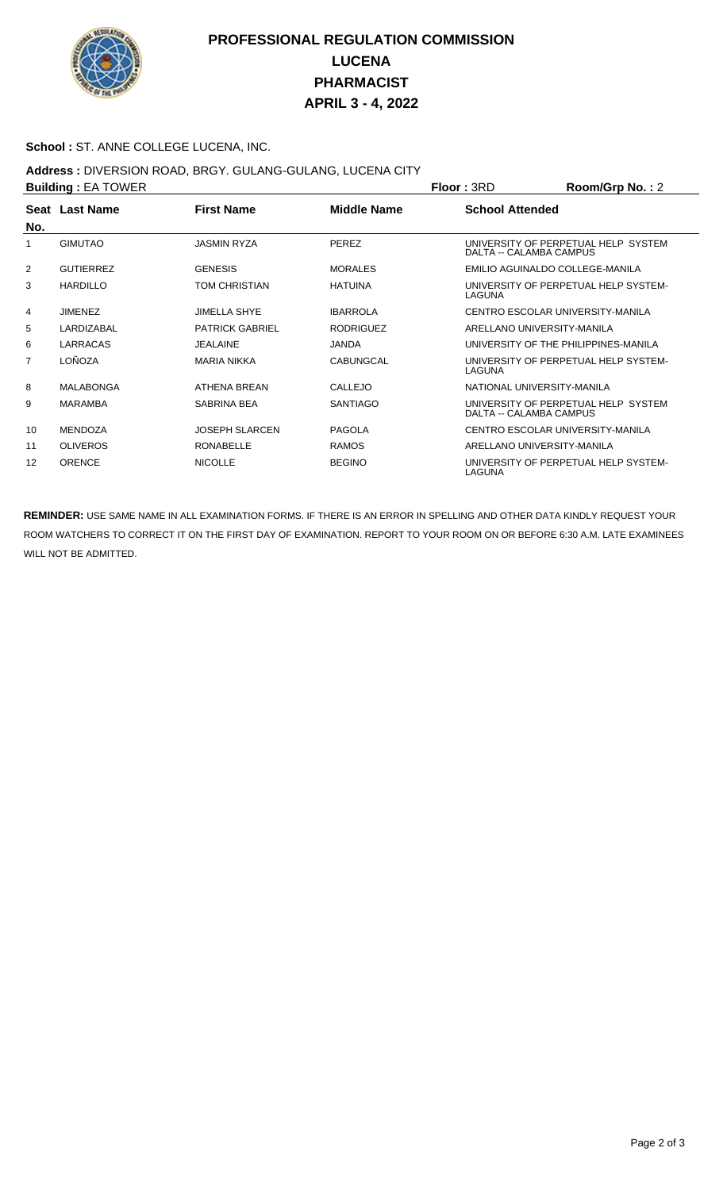# PROFESSIONAL REGULATION COMMISSION
# LUCENA
# PHARMACIST
# APRIL 3 - 4, 2022

**School :** ST. ANNE COLLEGE LUCENA, INC.

**Address :** DIVERSION ROAD, BRGY. GULANG-GULANG, LUCENA CITY

**Building :** EA TOWER **Floor :** 3RD **Room/Grp No. :** 2

| Seat No. | Last Name | First Name | Middle Name | School Attended |
|---|---|---|---|---|
| 1 | GIMUTAO | JASMIN RYZA | PEREZ | UNIVERSITY OF PERPETUAL HELP SYSTEM DALTA -- CALAMBA CAMPUS |
| 2 | GUTIERREZ | GENESIS | MORALES | EMILIO AGUINALDO COLLEGE-MANILA |
| 3 | HARDILLO | TOM CHRISTIAN | HATUINA | UNIVERSITY OF PERPETUAL HELP SYSTEM-LAGUNA |
| 4 | JIMENEZ | JIMELLA SHYE | IBARROLA | CENTRO ESCOLAR UNIVERSITY-MANILA |
| 5 | LARDIZABAL | PATRICK GABRIEL | RODRIGUEZ | ARELLANO UNIVERSITY-MANILA |
| 6 | LARRACAS | JEALAINE | JANDA | UNIVERSITY OF THE PHILIPPINES-MANILA |
| 7 | LOÑOZA | MARIA NIKKA | CABUNGCAL | UNIVERSITY OF PERPETUAL HELP SYSTEM-LAGUNA |
| 8 | MALABONGA | ATHENA BREAN | CALLEJO | NATIONAL UNIVERSITY-MANILA |
| 9 | MARAMBA | SABRINA BEA | SANTIAGO | UNIVERSITY OF PERPETUAL HELP SYSTEM DALTA -- CALAMBA CAMPUS |
| 10 | MENDOZA | JOSEPH SLARCEN | PAGOLA | CENTRO ESCOLAR UNIVERSITY-MANILA |
| 11 | OLIVEROS | RONABELLE | RAMOS | ARELLANO UNIVERSITY-MANILA |
| 12 | ORENCE | NICOLLE | BEGINO | UNIVERSITY OF PERPETUAL HELP SYSTEM-LAGUNA |

**REMINDER:** USE SAME NAME IN ALL EXAMINATION FORMS. IF THERE IS AN ERROR IN SPELLING AND OTHER DATA KINDLY REQUEST YOUR ROOM WATCHERS TO CORRECT IT ON THE FIRST DAY OF EXAMINATION. REPORT TO YOUR ROOM ON OR BEFORE 6:30 A.M. LATE EXAMINEES WILL NOT BE ADMITTED.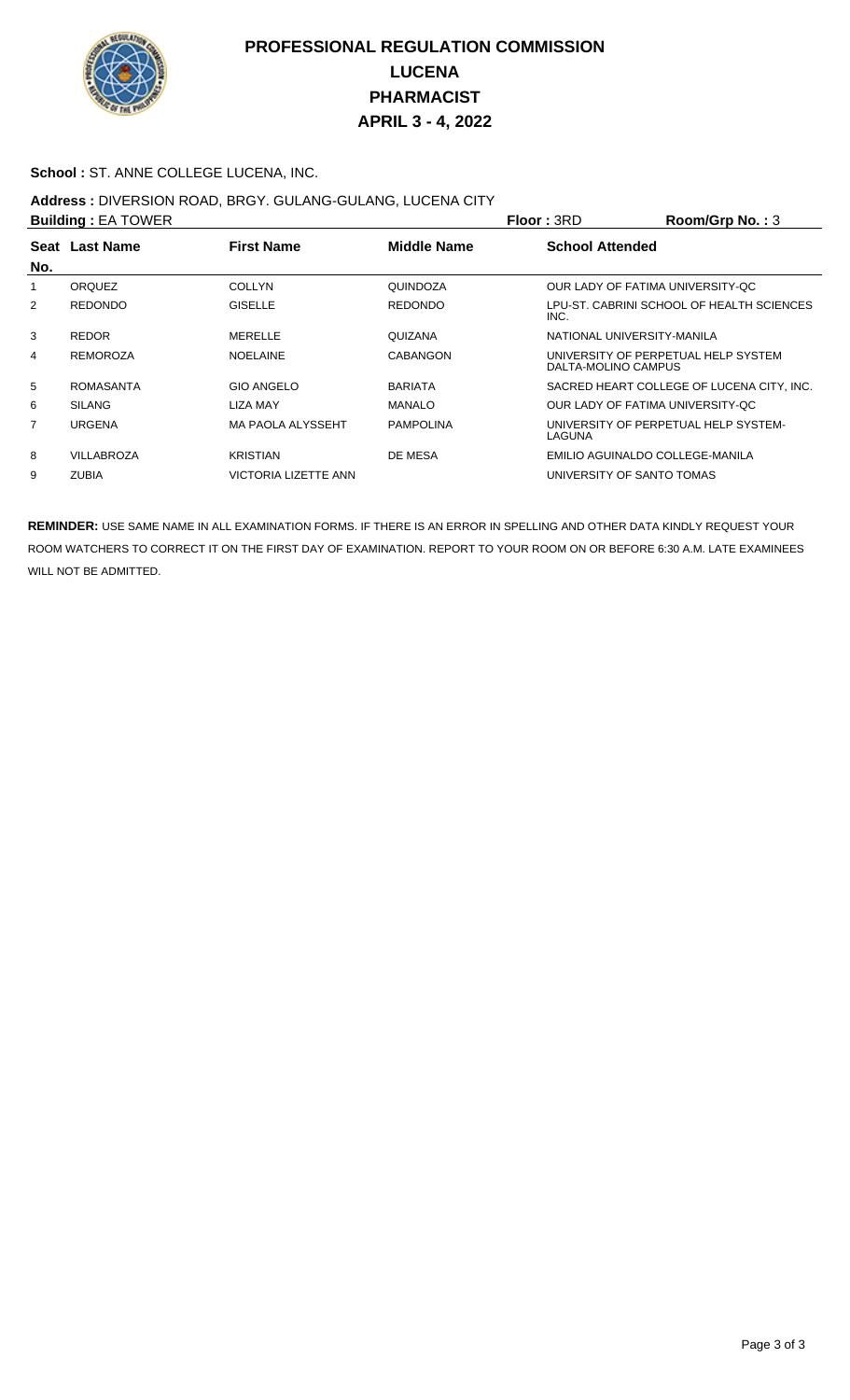# PROFESSIONAL REGULATION COMMISSION
## LUCENA
## PHARMACIST
## APRIL 3 - 4, 2022

**School :** ST. ANNE COLLEGE LUCENA, INC.

**Address :** DIVERSION ROAD, BRGY. GULANG-GULANG, LUCENA CITY

**Building :** EA TOWER **Floor :** 3RD **Room/Grp No. :** 3

| Seat No. | Last Name | First Name | Middle Name | School Attended |
|---|---|---|---|---|
| 1 | ORQUEZ | COLLYN | QUINDOZA | OUR LADY OF FATIMA UNIVERSITY-QC |
| 2 | REDONDO | GISELLE | REDONDO | LPU-ST. CABRINI SCHOOL OF HEALTH SCIENCES INC. |
| 3 | REDOR | MERELLE | QUIZANA | NATIONAL UNIVERSITY-MANILA |
| 4 | REMOROZA | NOELAINE | CABANGON | UNIVERSITY OF PERPETUAL HELP SYSTEM DALTA-MOLINO CAMPUS |
| 5 | ROMASANTA | GIO ANGELO | BARIATA | SACRED HEART COLLEGE OF LUCENA CITY, INC. |
| 6 | SILANG | LIZA MAY | MANALO | OUR LADY OF FATIMA UNIVERSITY-QC |
| 7 | URGENA | MA PAOLA ALYSSEHT | PAMPOLINA | UNIVERSITY OF PERPETUAL HELP SYSTEM-LAGUNA |
| 8 | VILLABROZA | KRISTIAN | DE MESA | EMILIO AGUINALDO COLLEGE-MANILA |
| 9 | ZUBIA | VICTORIA LIZETTE ANN | | UNIVERSITY OF SANTO TOMAS |

**REMINDER:** USE SAME NAME IN ALL EXAMINATION FORMS. IF THERE IS AN ERROR IN SPELLING AND OTHER DATA KINDLY REQUEST YOUR ROOM WATCHERS TO CORRECT IT ON THE FIRST DAY OF EXAMINATION. REPORT TO YOUR ROOM ON OR BEFORE 6:30 A.M. LATE EXAMINEES WILL NOT BE ADMITTED.